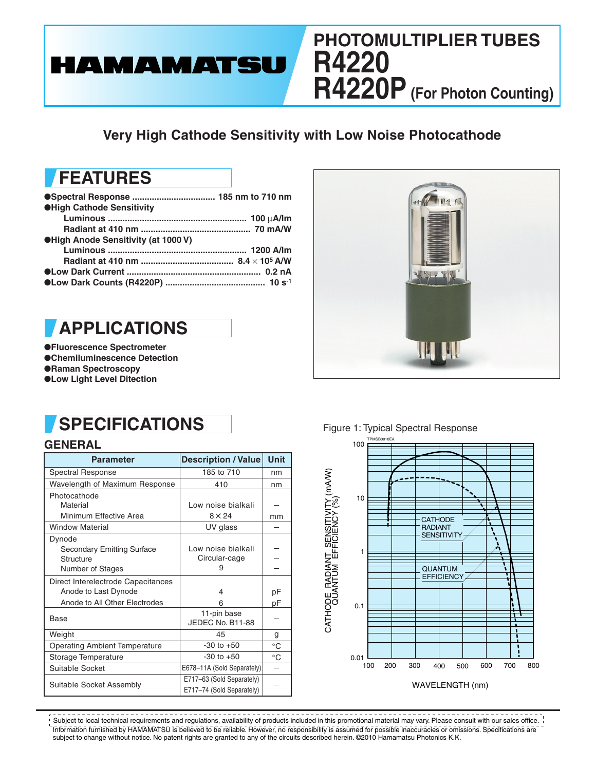# HAMAMATSU

# PHOTOMULTIPLIER TUBES
# R4220
# R4220P (For Photon Counting)

## Very High Cathode Sensitivity with Low Noise Photocathode

## FEATURES

- Spectral Response .................................. 185 nm to 710 nm
- High Cathode Sensitivity
  - Luminous ........................................................ 100 µA/lm
  - Radiant at 410 nm ............................................ 70 mA/W
- High Anode Sensitivity (at 1000 V)
  - Luminous ........................................................ 1200 A/lm
  - Radiant at 410 nm ..................................... $8.4 \times 10^5$ A/W
- Low Dark Current ...................................................... 0.2 nA
- Low Dark Counts (R4220P) ........................................ 10 $s^{-1}$

## APPLICATIONS

- Fluorescence Spectrometer
- Chemiluminescence Detection
- Raman Spectroscopy
- Low Light Level Diction

## SPECIFICATIONS

### GENERAL

| Parameter | Description / Value | Unit |
|---|---|---|
| Spectral Response | 185 to 710 | nm |
| Wavelength of Maximum Response | 410 | nm |
| Photocathode<br>Material<br>Minimum Effective Area | <br>Low noise bialkali<br>8 × 24 | <br>—<br>mm |
| Window Material | UV glass | — |
| Dynode<br>Secondary Emitting Surface<br>Structure<br>Number of Stages | <br>Low noise bialkali<br>Circular-cage<br>9 | <br>—<br>—<br>— |
| Direct Interelectrode Capacitances<br>Anode to Last Dynode<br>Anode to All Other Electrodes | <br>4<br>6 | <br>pF<br>pF |
| Base | 11-pin base<br>JEDEC No. B11-88 | — |
| Weight | 45 | g |
| Operating Ambient Temperature | -30 to +50 | °C |
| Storage Temperature | -30 to +50 | °C |
| Suitable Socket | E678–11A (Sold Separately) | — |
| Suitable Socket Assembly | E717–63 (Sold Separately)<br>E717–74 (Sold Separately) | — |

Figure 1: Typical Spectral Response

TPMSB0010EA

CATHODE RADIANT SENSITIVITY (mA/W)
QUANTUM EFFICIENCY (%)

100
10
1
0.1
0.01

CATHODE RADIANT SENSITIVITY

QUANTUM EFFICIENCY

100 200 300 400 500 600 700 800

WAVELENGTH (nm)

Subject to local technical requirements and regulations, availability of products included in this promotional material may vary. Please consult with our sales office.
Information furnished by HAMAMATSU is believed to be reliable. However, no responsibility is assumed for possible inaccuracies or omissions. Specifications are subject to change without notice. No patent rights are granted to any of the circuits described herein. ©2010 Hamamatsu Photonics K.K.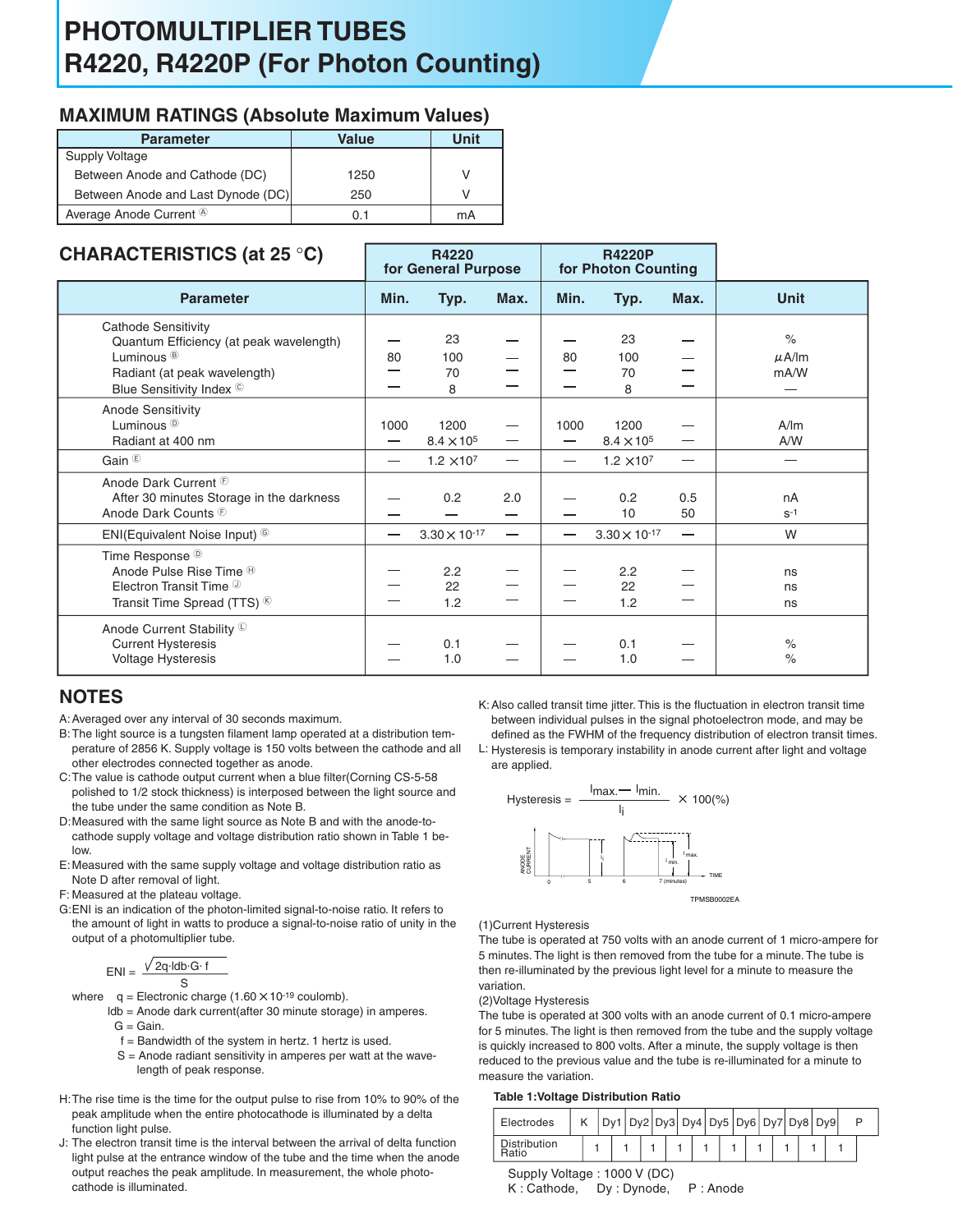# PHOTOMULTIPLIER TUBES
# R4220, R4220P (For Photon Counting)

## MAXIMUM RATINGS (Absolute Maximum Values)

| Parameter | Value | Unit |
|---|---|---|
| Supply Voltage | | |
| Between Anode and Cathode (DC) | 1250 | V |
| Between Anode and Last Dynode (DC) | 250 | V |
| Average Anode Current Ⓐ | 0.1 | mA |

## CHARACTERISTICS (at 25 °C)

| Parameter | R4220 for General Purpose | | | R4220P for Photon Counting | | | Unit |
|---|---|---|---|---|---|---|---|
| | Min. | Typ. | Max. | Min. | Typ. | Max. | |
| **Cathode Sensitivity** | | | | | | | |
| Quantum Efficiency (at peak wavelength) | — | 23 | — | — | 23 | — | % |
| Luminous Ⓑ | 80 | 100 | — | 80 | 100 | — | μA/lm |
| Radiant (at peak wavelength) | — | 70 | — | — | 70 | — | mA/W |
| Blue Sensitivity Index Ⓒ | — | 8 | — | — | 8 | — | — |
| **Anode Sensitivity** | | | | | | | |
| Luminous Ⓓ | 1000 | 1200 | — | 1000 | 1200 | — | A/lm |
| Radiant at 400 nm | — | $8.4 \times 10^5$ | — | — | $8.4 \times 10^5$ | — | A/W |
| Gain Ⓔ | — | $1.2 \times 10^7$ | — | — | $1.2 \times 10^7$ | — | — |
| **Anode Dark Current** Ⓕ | | | | | | | |
| After 30 minutes Storage in the darkness | — | 0.2 | 2.0 | — | 0.2 | 0.5 | nA |
| Anode Dark Counts Ⓕ | — | — | — | — | 10 | 50 | $s^{-1}$ |
| ENI(Equivalent Noise Input) Ⓖ | — | $3.30 \times 10^{-17}$ | — | — | $3.30 \times 10^{-17}$ | — | W |
| **Time Response** Ⓓ | | | | | | | |
| Anode Pulse Rise Time Ⓗ | — | 2.2 | — | — | 2.2 | — | ns |
| Electron Transit Time Ⓙ | — | 22 | — | — | 22 | — | ns |
| Transit Time Spread (TTS) Ⓚ | — | 1.2 | — | — | 1.2 | — | ns |
| **Anode Current Stability** Ⓛ | | | | | | | |
| Current Hysteresis | — | 0.1 | — | — | 0.1 | — | % |
| Voltage Hysteresis | — | 1.0 | — | — | 1.0 | — | % |

## NOTES

A: Averaged over any interval of 30 seconds maximum.

B: The light source is a tungsten filament lamp operated at a distribution temperature of 2856 K. Supply voltage is 150 volts between the cathode and all other electrodes connected together as anode.

C: The value is cathode output current when a blue filter(Corning CS-5-58 polished to 1/2 stock thickness) is interposed between the light source and the tube under the same condition as Note B.

D: Measured with the same light source as Note B and with the anode-to-cathode supply voltage and voltage distribution ratio shown in Table 1 below.

E: Measured with the same supply voltage and voltage distribution ratio as Note D after removal of light.

F: Measured at the plateau voltage.

G: ENI is an indication of the photon-limited signal-to-noise ratio. It refers to the amount of light in watts to produce a signal-to-noise ratio of unity in the output of a photomultiplier tube.

$$\mathrm{ENI} = \frac{\sqrt{2q \cdot Idb \cdot G \cdot f}}{S}$$

where q = Electronic charge ($1.60 \times 10^{-19}$ coulomb).
Idb = Anode dark current(after 30 minute storage) in amperes.
G = Gain.
f = Bandwidth of the system in hertz. 1 hertz is used.
S = Anode radiant sensitivity in amperes per watt at the wavelength of peak response.

H: The rise time is the time for the output pulse to rise from 10% to 90% of the peak amplitude when the entire photocathode is illuminated by a delta function light pulse.

J: The electron transit time is the interval between the arrival of delta function light pulse at the entrance window of the tube and the time when the anode output reaches the peak amplitude. In measurement, the whole photocathode is illuminated.

K: Also called transit time jitter. This is the fluctuation in electron transit time between individual pulses in the signal photoelectron mode, and may be defined as the FWHM of the frequency distribution of electron transit times.

L: Hysteresis is temporary instability in anode current after light and voltage are applied.

$$\mathrm{Hysteresis} = \frac{I_{max.} - I_{min.}}{I_i} \times 100(\%)$$

ANODE CURRENT
$I_i$
$I_{max.}$
$I_{min.}$
0 5 6 7 (minutes)
TIME
TPMSB0002EA

(1)Current Hysteresis
The tube is operated at 750 volts with an anode current of 1 micro-ampere for 5 minutes. The light is then removed from the tube for a minute. The tube is then re-illuminated by the previous light level for a minute to measure the variation.

(2)Voltage Hysteresis
The tube is operated at 300 volts with an anode current of 0.1 micro-ampere for 5 minutes. The light is then removed from the tube and the supply voltage is quickly increased to 800 volts. After a minute, the supply voltage is then reduced to the previous value and the tube is re-illuminated for a minute to measure the variation.

**Table 1:Voltage Distribution Ratio**

| Electrodes | K | Dy1 | Dy2 | Dy3 | Dy4 | Dy5 | Dy6 | Dy7 | Dy8 | Dy9 | P |
|---|---|---|---|---|---|---|---|---|---|---|---|
| Distribution Ratio | 1 | 1 | 1 | 1 | 1 | 1 | 1 | 1 | 1 | 1 | |

Supply Voltage : 1000 V (DC)
K : Cathode, Dy : Dynode, P : Anode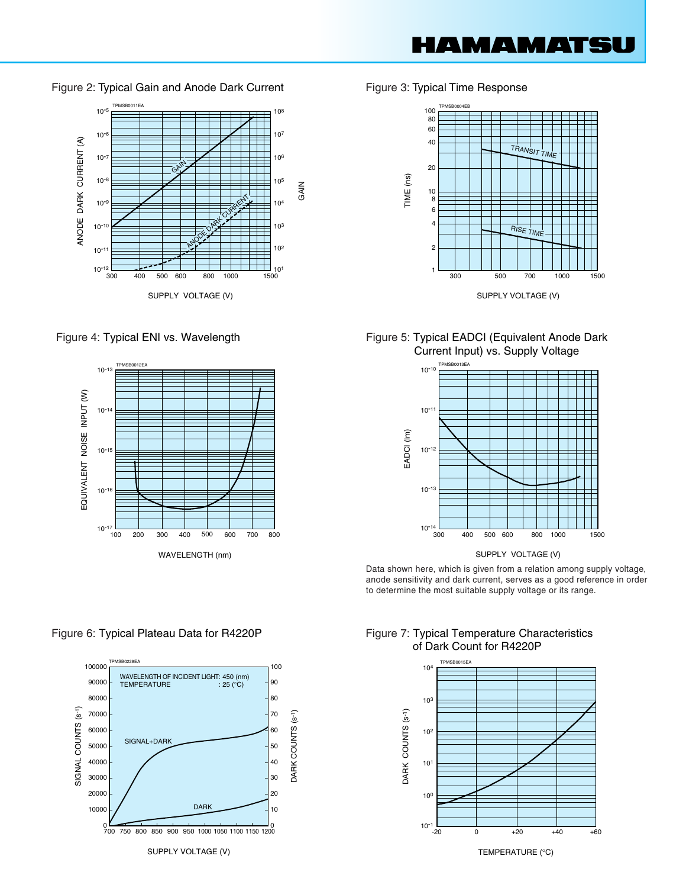Figure 2: Typical Gain and Anode Dark Current

TPMSB0011EA

ANODE DARK CURRENT (A)

$10^{-5}$ $10^{-6}$ $10^{-7}$ $10^{-8}$ $10^{-9}$ $10^{-10}$ $10^{-11}$ $10^{-12}$

GAIN

$10^{8}$ $10^{7}$ $10^{6}$ $10^{5}$ $10^{4}$ $10^{3}$ $10^{2}$ $10^{1}$

GAIN

ANODE DARK CURRENT

300 400 500 600 800 1000 1500

SUPPLY VOLTAGE (V)

Figure 3: Typical Time Response

TPMSB0004EB

TIME (ns)

100 80 60 40 20 10 8 6 4 2 1

TRANSIT TIME

RISE TIME

300 500 700 1000 1500

SUPPLY VOLTAGE (V)

Figure 4: Typical ENI vs. Wavelength

TPMSB0012EA

EQUIVALENT NOISE INPUT (W)

$10^{-13}$ $10^{-14}$ $10^{-15}$ $10^{-16}$ $10^{-17}$

100 200 300 400 500 600 700 800

WAVELENGTH (nm)

Figure 5: Typical EADCI (Equivalent Anode Dark Current Input) vs. Supply Voltage

TPMSB0013EA

EADCI (lm)

$10^{-10}$ $10^{-11}$ $10^{-12}$ $10^{-13}$ $10^{-14}$

300 400 500 600 800 1000 1500

SUPPLY VOLTAGE (V)

Data shown here, which is given from a relation among supply voltage, anode sensitivity and dark current, serves as a good reference in order to determine the most suitable supply voltage or its range.

Figure 6: Typical Plateau Data for R4220P

TPMSB0228EA

WAVELENGTH OF INCIDENT LIGHT: 450 (nm)
TEMPERATURE : 25 (°C)

SIGNAL COUNTS ($s^{-1}$)

100000 90000 80000 70000 60000 50000 40000 30000 20000 10000 0

DARK COUNTS ($s^{-1}$)

100 90 80 70 60 50 40 30 20 10 0

SIGNAL+DARK

DARK

700 750 800 850 900 950 1000 1050 1100 1150 1200

SUPPLY VOLTAGE (V)

Figure 7: Typical Temperature Characteristics of Dark Count for R4220P

TPMSB0015EA

DARK COUNTS ($s^{-1}$)

$10^{4}$ $10^{3}$ $10^{2}$ $10^{1}$ $10^{0}$ $10^{-1}$

-20 0 +20 +40 +60

TEMPERATURE (°C)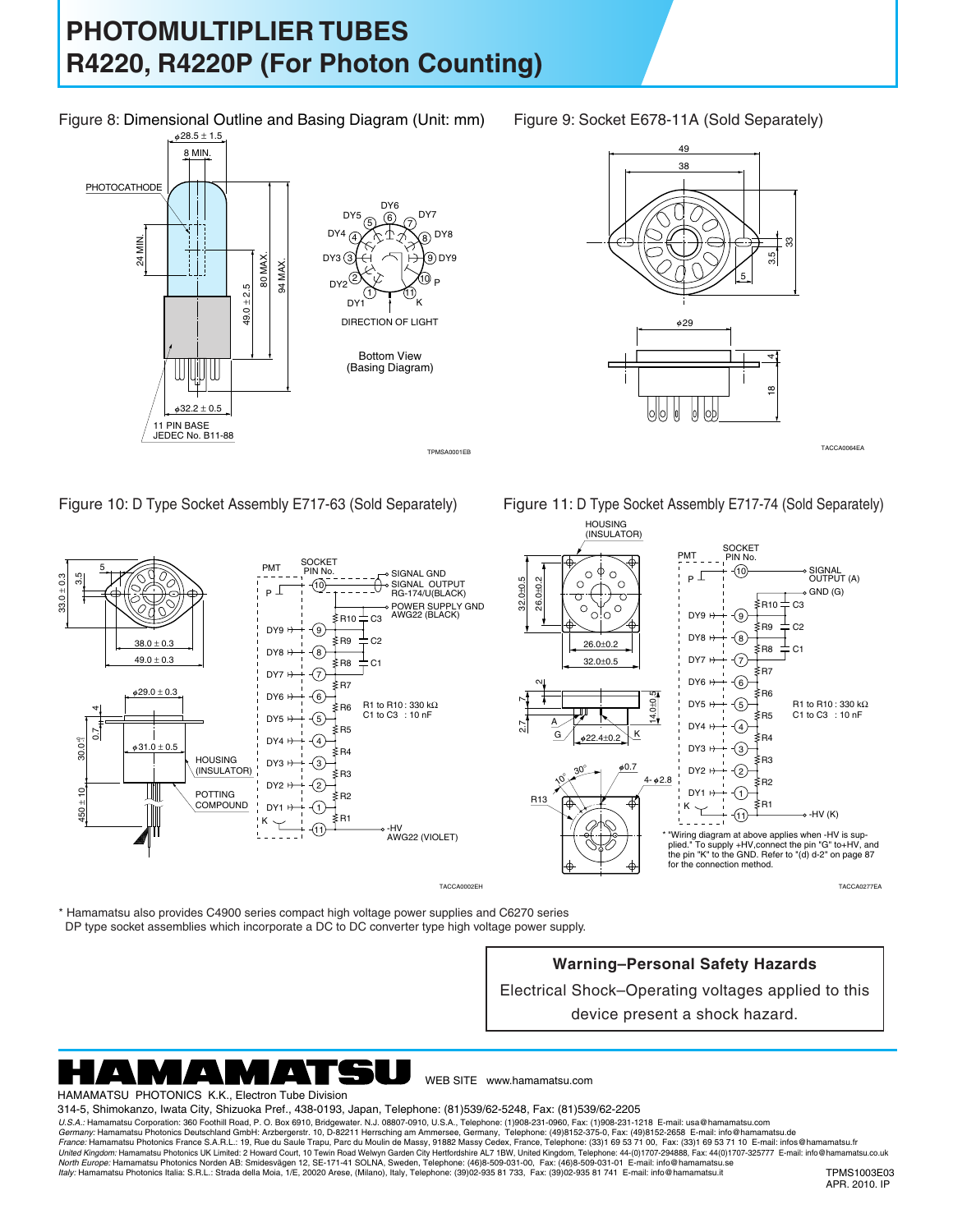# PHOTOMULTIPLIER TUBES
# R4220, R4220P (For Photon Counting)

Figure 8: Dimensional Outline and Basing Diagram (Unit: mm)

φ28.5 ± 1.5
8 MIN.
PHOTOCATHODE
24 MIN.
49.0 ± 2.5
80 MAX.
94 MAX.
φ32.2 ± 0.5
11 PIN BASE
JEDEC No. B11-88

DY6
DY5
DY7
DY4
DY8
DY3
DY9
DY2
P
DY1
K
DIRECTION OF LIGHT

Bottom View
(Basing Diagram)

TPMSA0001EB

Figure 9: Socket E678-11A (Sold Separately)

49
38
33
3.5
5
φ29
4
18

TACCA0064EA

Figure 10: D Type Socket Assembly E717-63 (Sold Separately)

33.0 ± 0.3
3.5
5
38.0 ± 0.3
49.0 ± 0.3
φ29.0 ± 0.3
4
0.7
30.0
φ31.0 ± 0.5
HOUSING (INSULATOR)
POTTING COMPOUND
450 ± 10

PMT
SOCKET PIN No.
SIGNAL GND
SIGNAL OUTPUT RG-174/U(BLACK)
POWER SUPPLY GND AWG22 (BLACK)
R1 to R10 : 330 kΩ
C1 to C3 : 10 nF
-HV AWG22 (VIOLET)

TACCA0002EH

Figure 11: D Type Socket Assembly E717-74 (Sold Separately)

HOUSING (INSULATOR)
32.0±0.5
26.0±0.2
26.0±0.2
32.0±0.5
2
7
2.7
A
G
φ22.4±0.2
K
14.0±0.5
10°
30°
φ0.7
4- φ2.8
R13

PMT
SOCKET PIN No.
SIGNAL OUTPUT (A)
GND (G)
R1 to R10 : 330 kΩ
C1 to C3 : 10 nF
-HV (K)

* "Wiring diagram at above applies when -HV is supplied." To supply +HV,connect the pin "G" to+HV, and the pin "K" to the GND. Refer to "(d) d-2" on page 87 for the connection method.

TACCA0277EA

\* Hamamatsu also provides C4900 series compact high voltage power supplies and C6270 series DP type socket assemblies which incorporate a DC to DC converter type high voltage power supply.

**Warning–Personal Safety Hazards**

Electrical Shock–Operating voltages applied to this device present a shock hazard.

**HAMAMATSU** WEB SITE www.hamamatsu.com

HAMAMATSU PHOTONICS K.K., Electron Tube Division

314-5, Shimokanzo, Iwata City, Shizuoka Pref., 438-0193, Japan, Telephone: (81)539/62-5248, Fax: (81)539/62-2205

*U.S.A.:* Hamamatsu Corporation: 360 Foothill Road, P. O. Box 6910, Bridgewater. N.J. 08807-0910, U.S.A., Telephone: (1)908-231-0960, Fax: (1)908-231-1218 E-mail: usa@hamamatsu.com
*Germany:* Hamamatsu Photonics Deutschland GmbH: Arzbergerstr. 10, D-82211 Herrsching am Ammersee, Germany, Telephone: (49)8152-375-0, Fax: (49)8152-2658 E-mail: info@hamamatsu.de
*France:* Hamamatsu Photonics France S.A.R.L.: 19, Rue du Saule Trapu, Parc du Moulin de Massy, 91882 Massy Cedex, France, Telephone: (33)1 69 53 71 00, Fax: (33)1 69 53 71 10 E-mail: infos@hamamatsu.fr
*United Kingdom:* Hamamatsu Photonics UK Limited: 2 Howard Court, 10 Tewin Road Welwyn Garden City Hertfordshire AL7 1BW, United Kingdom, Telephone: 44-(0)1707-294888, Fax: 44(0)1707-325777 E-mail: info@hamamatsu.co.uk
*North Europe:* Hamamatsu Photonics Norden AB: Smidesvägen 12, SE-171-41 SOLNA, Sweden, Telephone: (46)8-509-031-00, Fax: (46)8-509-031-01 E-mail: info@hamamatsu.se
*Italy:* Hamamatsu Photonics Italia: S.R.L.: Strada della Moia, 1/E, 20020 Arese, (Milano), Italy, Telephone: (39)02-935 81 733, Fax: (39)02-935 81 741 E-mail: info@hamamatsu.it

TPMS1003E03
APR. 2010. IP